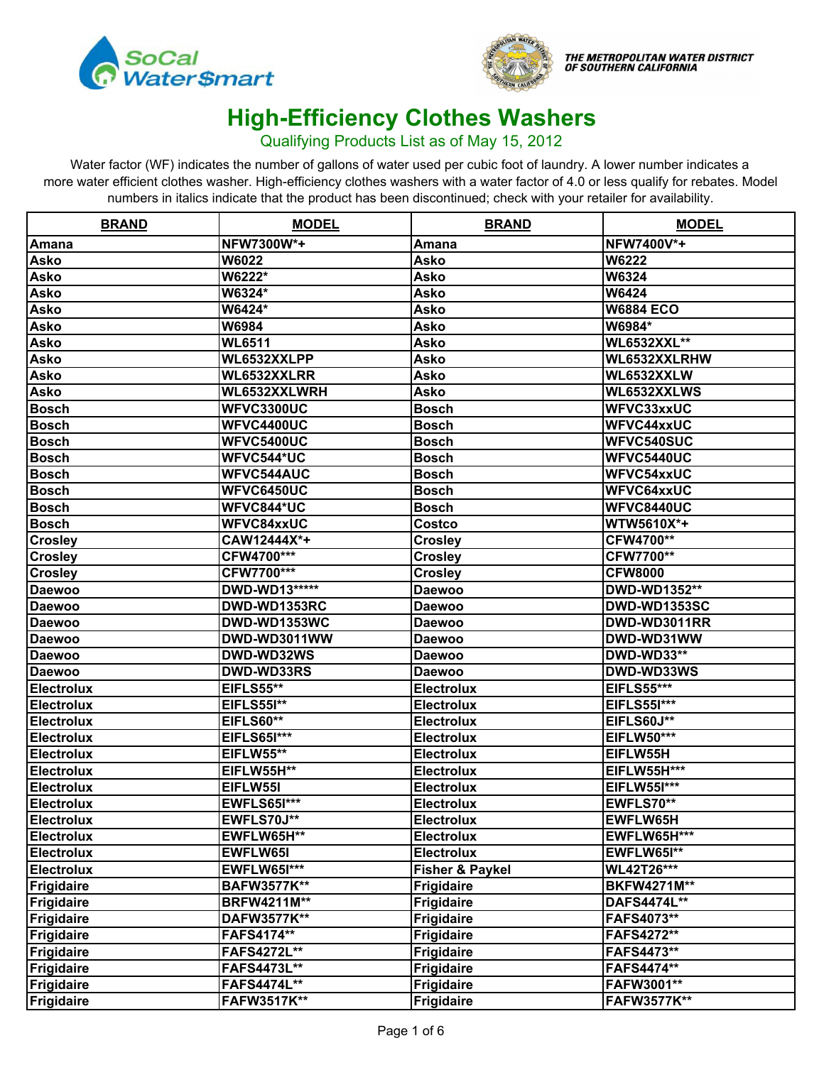SoCal Water$mart

THE METROPOLITAN WATER DISTRICT OF SOUTHERN CALIFORNIA

# High-Efficiency Clothes Washers

## Qualifying Products List as of May 15, 2012

Water factor (WF) indicates the number of gallons of water used per cubic foot of laundry. A lower number indicates a more water efficient clothes washer. High-efficiency clothes washers with a water factor of 4.0 or less qualify for rebates. Model numbers in italics indicate that the product has been discontinued; check with your retailer for availability.

| BRAND | MODEL | BRAND | MODEL |
|---|---|---|---|
| Amana | NFW7300W*+ | Amana | NFW7400V*+ |
| Asko | W6022 | Asko | W6222 |
| Asko | W6222* | Asko | W6324 |
| Asko | W6324* | Asko | W6424 |
| Asko | W6424* | Asko | W6884 ECO |
| Asko | W6984 | Asko | W6984* |
| Asko | WL6511 | Asko | WL6532XXL** |
| Asko | WL6532XXLPP | Asko | WL6532XXLRHW |
| Asko | WL6532XXLRR | Asko | WL6532XXLW |
| Asko | WL6532XXLWRH | Asko | WL6532XXLWS |
| Bosch | WFVC3300UC | Bosch | WFVC33xxUC |
| Bosch | WFVC4400UC | Bosch | WFVC44xxUC |
| Bosch | WFVC5400UC | Bosch | WFVC540SUC |
| Bosch | WFVC544*UC | Bosch | WFVC5440UC |
| Bosch | WFVC544AUC | Bosch | WFVC54xxUC |
| Bosch | WFVC6450UC | Bosch | WFVC64xxUC |
| Bosch | WFVC844*UC | Bosch | WFVC8440UC |
| Bosch | WFVC84xxUC | Costco | WTW5610X*+ |
| Crosley | CAW12444X*+ | Crosley | CFW4700** |
| Crosley | CFW4700*** | Crosley | CFW7700** |
| Crosley | CFW7700*** | Crosley | CFW8000 |
| Daewoo | DWD-WD13***** | Daewoo | DWD-WD1352** |
| Daewoo | DWD-WD1353RC | Daewoo | DWD-WD1353SC |
| Daewoo | DWD-WD1353WC | Daewoo | DWD-WD3011RR |
| Daewoo | DWD-WD3011WW | Daewoo | DWD-WD31WW |
| Daewoo | DWD-WD32WS | Daewoo | DWD-WD33** |
| Daewoo | DWD-WD33RS | Daewoo | DWD-WD33WS |
| Electrolux | EIFLS55** | Electrolux | EIFLS55*** |
| Electrolux | EIFLS55I** | Electrolux | EIFLS55I*** |
| Electrolux | EIFLS60** | Electrolux | EIFLS60J** |
| Electrolux | EIFLS65I*** | Electrolux | EIFLW50*** |
| Electrolux | EIFLW55** | Electrolux | EIFLW55H |
| Electrolux | EIFLW55H** | Electrolux | EIFLW55H*** |
| Electrolux | EIFLW55I | Electrolux | EIFLW55I*** |
| Electrolux | EWFLS65I*** | Electrolux | EWFLS70** |
| Electrolux | EWFLS70J** | Electrolux | EWFLW65H |
| Electrolux | EWFLW65H** | Electrolux | EWFLW65H*** |
| Electrolux | EWFLW65I | Electrolux | EWFLW65I** |
| Electrolux | EWFLW65I*** | Fisher & Paykel | WL42T26*** |
| Frigidaire | BAFW3577K** | Frigidaire | BKFW4271M** |
| Frigidaire | BRFW4211M** | Frigidaire | DAFS4474L** |
| Frigidaire | DAFW3577K** | Frigidaire | FAFS4073** |
| Frigidaire | FAFS4174** | Frigidaire | FAFS4272** |
| Frigidaire | FAFS4272L** | Frigidaire | FAFS4473** |
| Frigidaire | FAFS4473L** | Frigidaire | FAFS4474** |
| Frigidaire | FAFS4474L** | Frigidaire | FAFW3001** |
| Frigidaire | FAFW3517K** | Frigidaire | FAFW3577K** |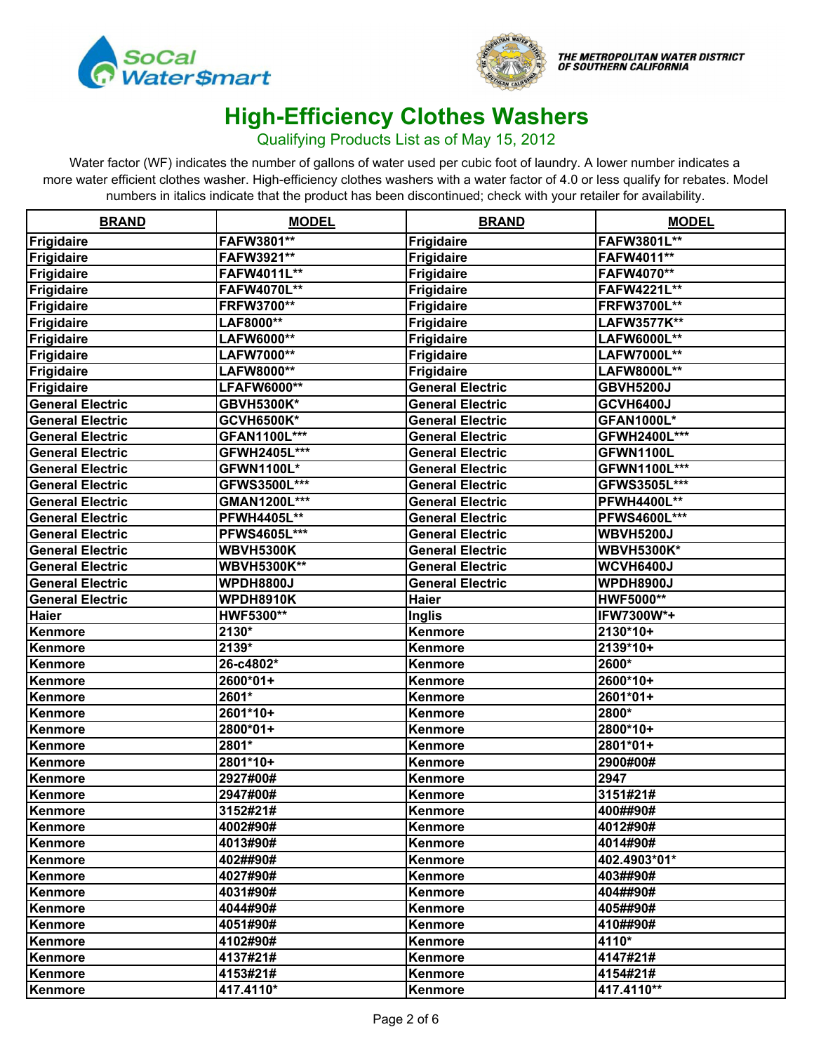# High-Efficiency Clothes Washers

Qualifying Products List as of May 15, 2012

Water factor (WF) indicates the number of gallons of water used per cubic foot of laundry. A lower number indicates a more water efficient clothes washer. High-efficiency clothes washers with a water factor of 4.0 or less qualify for rebates. Model numbers in italics indicate that the product has been discontinued; check with your retailer for availability.

| BRAND | MODEL | BRAND | MODEL |
|---|---|---|---|
| Frigidaire | FAFW3801** | Frigidaire | FAFW3801L** |
| Frigidaire | FAFW3921** | Frigidaire | FAFW4011** |
| Frigidaire | FAFW4011L** | Frigidaire | FAFW4070** |
| Frigidaire | FAFW4070L** | Frigidaire | FAFW4221L** |
| Frigidaire | FRFW3700** | Frigidaire | FRFW3700L** |
| Frigidaire | LAF8000** | Frigidaire | LAFW3577K** |
| Frigidaire | LAFW6000** | Frigidaire | LAFW6000L** |
| Frigidaire | LAFW7000** | Frigidaire | LAFW7000L** |
| Frigidaire | LAFW8000** | Frigidaire | LAFW8000L** |
| Frigidaire | LFAFW6000** | General Electric | GBVH5200J |
| General Electric | GBVH5300K* | General Electric | GCVH6400J |
| General Electric | GCVH6500K* | General Electric | GFAN1000L* |
| General Electric | GFAN1100L*** | General Electric | GFWH2400L*** |
| General Electric | GFWH2405L*** | General Electric | GFWN1100L |
| General Electric | GFWN1100L* | General Electric | GFWN1100L*** |
| General Electric | GFWS3500L*** | General Electric | GFWS3505L*** |
| General Electric | GMAN1200L*** | General Electric | PFWH4400L** |
| General Electric | PFWH4405L** | General Electric | PFWS4600L*** |
| General Electric | PFWS4605L*** | General Electric | WBVH5200J |
| General Electric | WBVH5300K | General Electric | WBVH5300K* |
| General Electric | WBVH5300K** | General Electric | WCVH6400J |
| General Electric | WPDH8800J | General Electric | WPDH8900J |
| General Electric | WPDH8910K | Haier | HWF5000** |
| Haier | HWF5300** | Inglis | IFW7300W*+ |
| Kenmore | 2130* | Kenmore | 2130*10+ |
| Kenmore | 2139* | Kenmore | 2139*10+ |
| Kenmore | 26-c4802* | Kenmore | 2600* |
| Kenmore | 2600*01+ | Kenmore | 2600*10+ |
| Kenmore | 2601* | Kenmore | 2601*01+ |
| Kenmore | 2601*10+ | Kenmore | 2800* |
| Kenmore | 2800*01+ | Kenmore | 2800*10+ |
| Kenmore | 2801* | Kenmore | 2801*01+ |
| Kenmore | 2801*10+ | Kenmore | 2900#00# |
| Kenmore | 2927#00# | Kenmore | 2947 |
| Kenmore | 2947#00# | Kenmore | 3151#21# |
| Kenmore | 3152#21# | Kenmore | 400##90# |
| Kenmore | 4002#90# | Kenmore | 4012#90# |
| Kenmore | 4013#90# | Kenmore | 4014#90# |
| Kenmore | 402##90# | Kenmore | 402.4903*01* |
| Kenmore | 4027#90# | Kenmore | 403##90# |
| Kenmore | 4031#90# | Kenmore | 404##90# |
| Kenmore | 4044#90# | Kenmore | 405##90# |
| Kenmore | 4051#90# | Kenmore | 410##90# |
| Kenmore | 4102#90# | Kenmore | 4110* |
| Kenmore | 4137#21# | Kenmore | 4147#21# |
| Kenmore | 4153#21# | Kenmore | 4154#21# |
| Kenmore | 417.4110* | Kenmore | 417.4110** |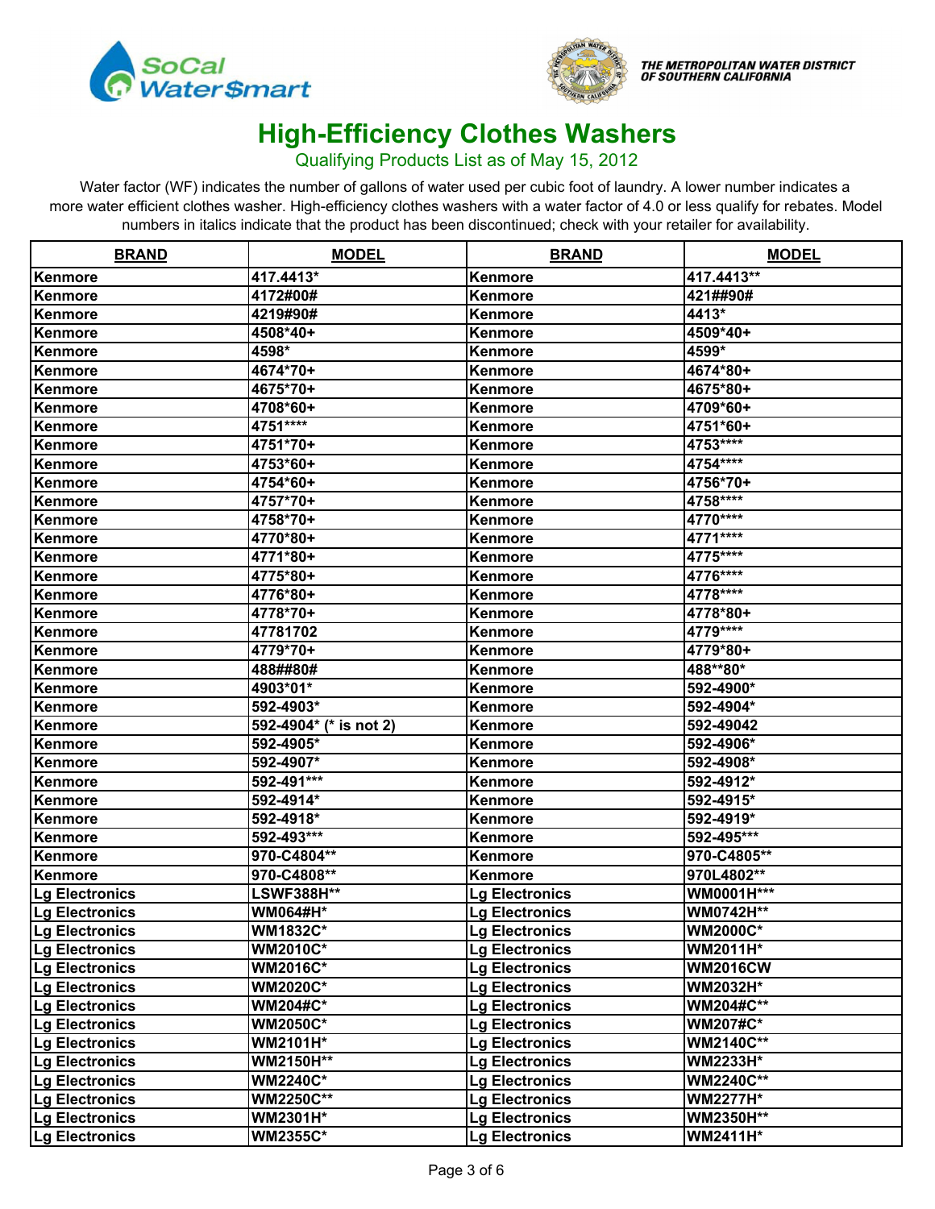# High-Efficiency Clothes Washers

Qualifying Products List as of May 15, 2012

Water factor (WF) indicates the number of gallons of water used per cubic foot of laundry. A lower number indicates a more water efficient clothes washer. High-efficiency clothes washers with a water factor of 4.0 or less qualify for rebates. Model numbers in italics indicate that the product has been discontinued; check with your retailer for availability.

| BRAND | MODEL | BRAND | MODEL |
|---|---|---|---|
| Kenmore | 417.4413* | Kenmore | 417.4413** |
| Kenmore | 4172#00# | Kenmore | 421##90# |
| Kenmore | 4219#90# | Kenmore | 4413* |
| Kenmore | 4508*40+ | Kenmore | 4509*40+ |
| Kenmore | 4598* | Kenmore | 4599* |
| Kenmore | 4674*70+ | Kenmore | 4674*80+ |
| Kenmore | 4675*70+ | Kenmore | 4675*80+ |
| Kenmore | 4708*60+ | Kenmore | 4709*60+ |
| Kenmore | 4751**** | Kenmore | 4751*60+ |
| Kenmore | 4751*70+ | Kenmore | 4753**** |
| Kenmore | 4753*60+ | Kenmore | 4754**** |
| Kenmore | 4754*60+ | Kenmore | 4756*70+ |
| Kenmore | 4757*70+ | Kenmore | 4758**** |
| Kenmore | 4758*70+ | Kenmore | 4770**** |
| Kenmore | 4770*80+ | Kenmore | 4771**** |
| Kenmore | 4771*80+ | Kenmore | 4775**** |
| Kenmore | 4775*80+ | Kenmore | 4776**** |
| Kenmore | 4776*80+ | Kenmore | 4778**** |
| Kenmore | 4778*70+ | Kenmore | 4778*80+ |
| Kenmore | 47781702 | Kenmore | 4779**** |
| Kenmore | 4779*70+ | Kenmore | 4779*80+ |
| Kenmore | 488##80# | Kenmore | 488**80* |
| Kenmore | 4903*01* | Kenmore | 592-4900* |
| Kenmore | 592-4903* | Kenmore | 592-4904* |
| Kenmore | 592-4904* (* is not 2) | Kenmore | 592-49042 |
| Kenmore | 592-4905* | Kenmore | 592-4906* |
| Kenmore | 592-4907* | Kenmore | 592-4908* |
| Kenmore | 592-491*** | Kenmore | 592-4912* |
| Kenmore | 592-4914* | Kenmore | 592-4915* |
| Kenmore | 592-4918* | Kenmore | 592-4919* |
| Kenmore | 592-493*** | Kenmore | 592-495*** |
| Kenmore | 970-C4804** | Kenmore | 970-C4805** |
| Kenmore | 970-C4808** | Kenmore | 970L4802** |
| Lg Electronics | LSWF388H** | Lg Electronics | WM0001H*** |
| Lg Electronics | WM064#H* | Lg Electronics | WM0742H** |
| Lg Electronics | WM1832C* | Lg Electronics | WM2000C* |
| Lg Electronics | WM2010C* | Lg Electronics | WM2011H* |
| Lg Electronics | WM2016C* | Lg Electronics | WM2016CW |
| Lg Electronics | WM2020C* | Lg Electronics | WM2032H* |
| Lg Electronics | WM204#C* | Lg Electronics | WM204#C** |
| Lg Electronics | WM2050C* | Lg Electronics | WM207#C* |
| Lg Electronics | WM2101H* | Lg Electronics | WM2140C** |
| Lg Electronics | WM2150H** | Lg Electronics | WM2233H* |
| Lg Electronics | WM2240C* | Lg Electronics | WM2240C** |
| Lg Electronics | WM2250C** | Lg Electronics | WM2277H* |
| Lg Electronics | WM2301H* | Lg Electronics | WM2350H** |
| Lg Electronics | WM2355C* | Lg Electronics | WM2411H* |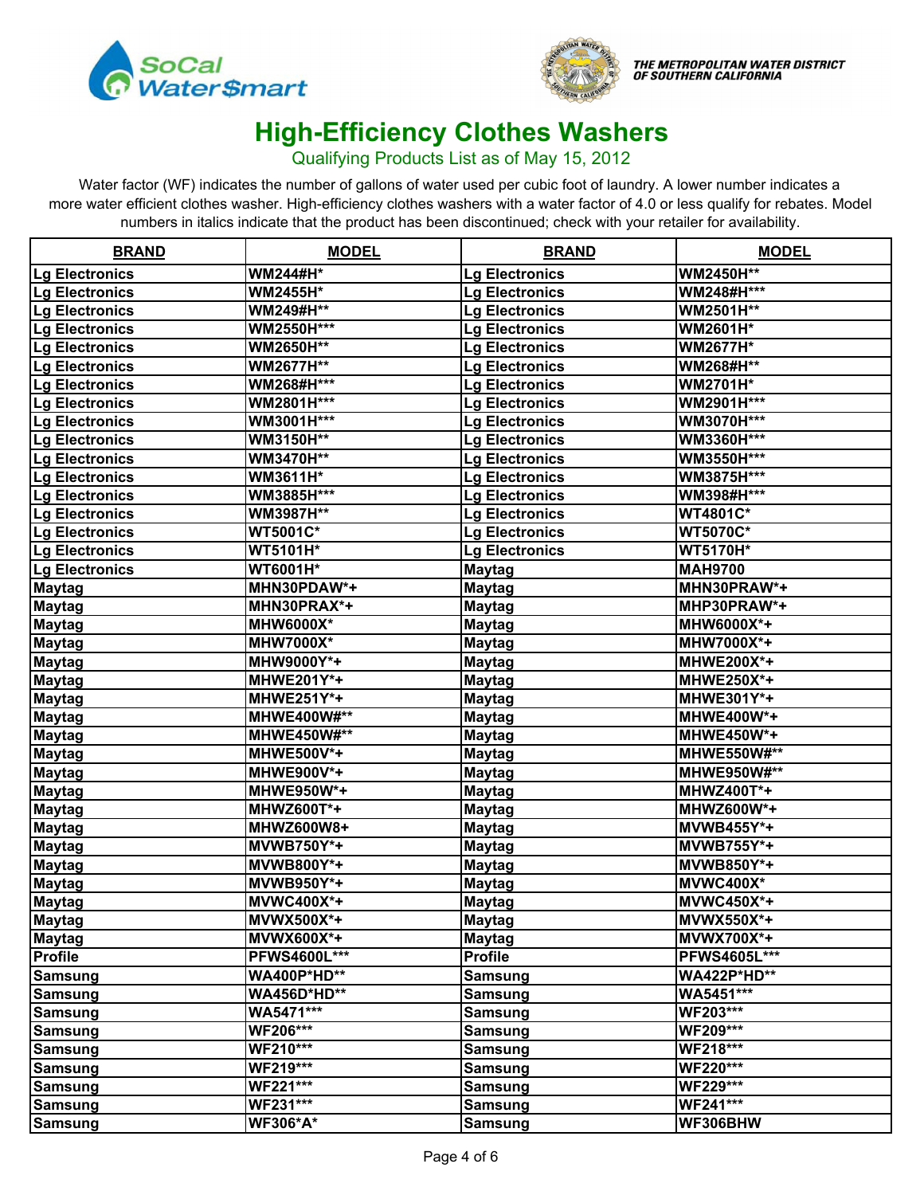# High-Efficiency Clothes Washers

Qualifying Products List as of May 15, 2012

Water factor (WF) indicates the number of gallons of water used per cubic foot of laundry. A lower number indicates a more water efficient clothes washer. High-efficiency clothes washers with a water factor of 4.0 or less qualify for rebates. Model numbers in italics indicate that the product has been discontinued; check with your retailer for availability.

| BRAND | MODEL | BRAND | MODEL |
|---|---|---|---|
| Lg Electronics | WM244#H* | Lg Electronics | WM2450H** |
| Lg Electronics | WM2455H* | Lg Electronics | WM248#H*** |
| Lg Electronics | WM249#H** | Lg Electronics | WM2501H** |
| Lg Electronics | WM2550H*** | Lg Electronics | WM2601H* |
| Lg Electronics | WM2650H** | Lg Electronics | WM2677H* |
| Lg Electronics | WM2677H** | Lg Electronics | WM268#H** |
| Lg Electronics | WM268#H*** | Lg Electronics | WM2701H* |
| Lg Electronics | WM2801H*** | Lg Electronics | WM2901H*** |
| Lg Electronics | WM3001H*** | Lg Electronics | WM3070H*** |
| Lg Electronics | WM3150H** | Lg Electronics | WM3360H*** |
| Lg Electronics | WM3470H** | Lg Electronics | WM3550H*** |
| Lg Electronics | WM3611H* | Lg Electronics | WM3875H*** |
| Lg Electronics | WM3885H*** | Lg Electronics | WM398#H*** |
| Lg Electronics | WM3987H** | Lg Electronics | WT4801C* |
| Lg Electronics | WT5001C* | Lg Electronics | WT5070C* |
| Lg Electronics | WT5101H* | Lg Electronics | WT5170H* |
| Lg Electronics | WT6001H* | Maytag | MAH9700 |
| Maytag | MHN30PDAW*+ | Maytag | MHN30PRAW*+ |
| Maytag | MHN30PRAX*+ | Maytag | MHP30PRAW*+ |
| Maytag | MHW6000X* | Maytag | MHW6000X*+ |
| Maytag | MHW7000X* | Maytag | MHW7000X*+ |
| Maytag | MHW9000Y*+ | Maytag | MHWE200X*+ |
| Maytag | MHWE201Y*+ | Maytag | MHWE250X*+ |
| Maytag | MHWE251Y*+ | Maytag | MHWE301Y*+ |
| Maytag | MHWE400W#** | Maytag | MHWE400W*+ |
| Maytag | MHWE450W#** | Maytag | MHWE450W*+ |
| Maytag | MHWE500V*+ | Maytag | MHWE550W#** |
| Maytag | MHWE900V*+ | Maytag | MHWE950W#** |
| Maytag | MHWE950W*+ | Maytag | MHWZ400T*+ |
| Maytag | MHWZ600T*+ | Maytag | MHWZ600W*+ |
| Maytag | MHWZ600W8+ | Maytag | MVWB455Y*+ |
| Maytag | MVWB750Y*+ | Maytag | MVWB755Y*+ |
| Maytag | MVWB800Y*+ | Maytag | MVWB850Y*+ |
| Maytag | MVWB950Y*+ | Maytag | MVWC400X* |
| Maytag | MVWC400X*+ | Maytag | MVWC450X*+ |
| Maytag | MVWX500X*+ | Maytag | MVWX550X*+ |
| Maytag | MVWX600X*+ | Maytag | MVWX700X*+ |
| Profile | PFWS4600L*** | Profile | PFWS4605L*** |
| Samsung | WA400P*HD** | Samsung | WA422P*HD** |
| Samsung | WA456D*HD** | Samsung | WA5451*** |
| Samsung | WA5471*** | Samsung | WF203*** |
| Samsung | WF206*** | Samsung | WF209*** |
| Samsung | WF210*** | Samsung | WF218*** |
| Samsung | WF219*** | Samsung | WF220*** |
| Samsung | WF221*** | Samsung | WF229*** |
| Samsung | WF231*** | Samsung | WF241*** |
| Samsung | WF306*A* | Samsung | WF306BHW |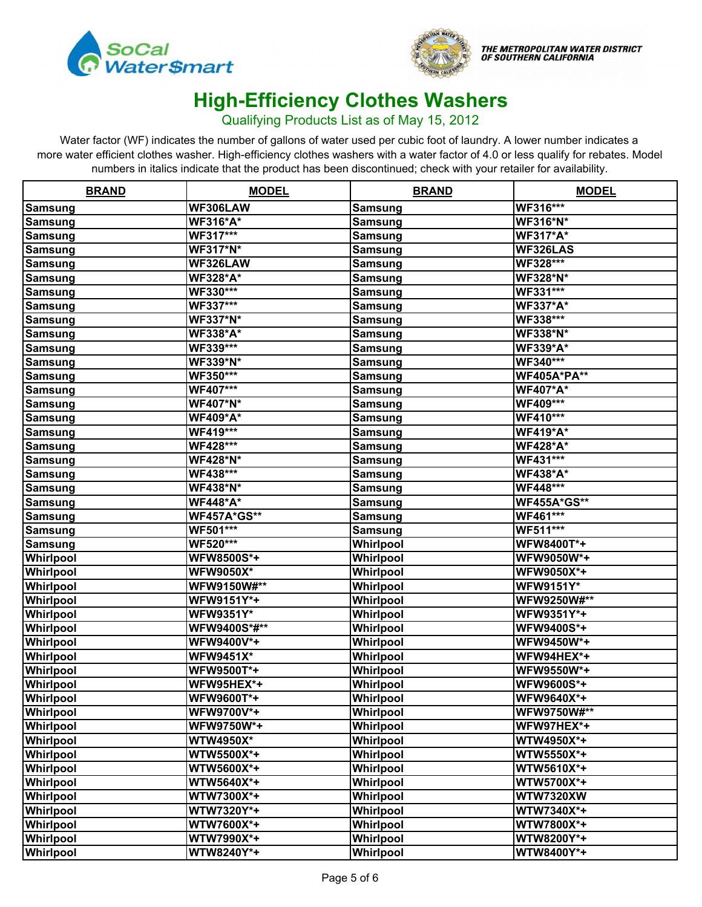# High-Efficiency Clothes Washers

Qualifying Products List as of May 15, 2012

Water factor (WF) indicates the number of gallons of water used per cubic foot of laundry. A lower number indicates a more water efficient clothes washer. High-efficiency clothes washers with a water factor of 4.0 or less qualify for rebates. Model numbers in italics indicate that the product has been discontinued; check with your retailer for availability.

| BRAND | MODEL | BRAND | MODEL |
|---|---|---|---|
| Samsung | WF306LAW | Samsung | WF316*** |
| Samsung | WF316*A* | Samsung | WF316*N* |
| Samsung | WF317*** | Samsung | WF317*A* |
| Samsung | WF317*N* | Samsung | WF326LAS |
| Samsung | WF326LAW | Samsung | WF328*** |
| Samsung | WF328*A* | Samsung | WF328*N* |
| Samsung | WF330*** | Samsung | WF331*** |
| Samsung | WF337*** | Samsung | WF337*A* |
| Samsung | WF337*N* | Samsung | WF338*** |
| Samsung | WF338*A* | Samsung | WF338*N* |
| Samsung | WF339*** | Samsung | WF339*A* |
| Samsung | WF339*N* | Samsung | WF340*** |
| Samsung | WF350*** | Samsung | WF405A*PA** |
| Samsung | WF407*** | Samsung | WF407*A* |
| Samsung | WF407*N* | Samsung | WF409*** |
| Samsung | WF409*A* | Samsung | WF410*** |
| Samsung | WF419*** | Samsung | WF419*A* |
| Samsung | WF428*** | Samsung | WF428*A* |
| Samsung | WF428*N* | Samsung | WF431*** |
| Samsung | WF438*** | Samsung | WF438*A* |
| Samsung | WF438*N* | Samsung | WF448*** |
| Samsung | WF448*A* | Samsung | WF455A*GS** |
| Samsung | WF457A*GS** | Samsung | WF461*** |
| Samsung | WF501*** | Samsung | WF511*** |
| Samsung | WF520*** | Whirlpool | WFW8400T*+ |
| Whirlpool | WFW8500S*+ | Whirlpool | WFW9050W*+ |
| Whirlpool | WFW9050X* | Whirlpool | WFW9050X*+ |
| Whirlpool | WFW9150W#** | Whirlpool | WFW9151Y* |
| Whirlpool | WFW9151Y*+ | Whirlpool | WFW9250W#** |
| Whirlpool | WFW9351Y* | Whirlpool | WFW9351Y*+ |
| Whirlpool | WFW9400S*#** | Whirlpool | WFW9400S*+ |
| Whirlpool | WFW9400V*+ | Whirlpool | WFW9450W*+ |
| Whirlpool | WFW9451X* | Whirlpool | WFW94HEX*+ |
| Whirlpool | WFW9500T*+ | Whirlpool | WFW9550W*+ |
| Whirlpool | WFW95HEX*+ | Whirlpool | WFW9600S*+ |
| Whirlpool | WFW9600T*+ | Whirlpool | WFW9640X*+ |
| Whirlpool | WFW9700V*+ | Whirlpool | WFW9750W#** |
| Whirlpool | WFW9750W*+ | Whirlpool | WFW97HEX*+ |
| Whirlpool | WTW4950X* | Whirlpool | WTW4950X*+ |
| Whirlpool | WTW5500X*+ | Whirlpool | WTW5550X*+ |
| Whirlpool | WTW5600X*+ | Whirlpool | WTW5610X*+ |
| Whirlpool | WTW5640X*+ | Whirlpool | WTW5700X*+ |
| Whirlpool | WTW7300X*+ | Whirlpool | WTW7320XW |
| Whirlpool | WTW7320Y*+ | Whirlpool | WTW7340X*+ |
| Whirlpool | WTW7600X*+ | Whirlpool | WTW7800X*+ |
| Whirlpool | WTW7990X*+ | Whirlpool | WTW8200Y*+ |
| Whirlpool | WTW8240Y*+ | Whirlpool | WTW8400Y*+ |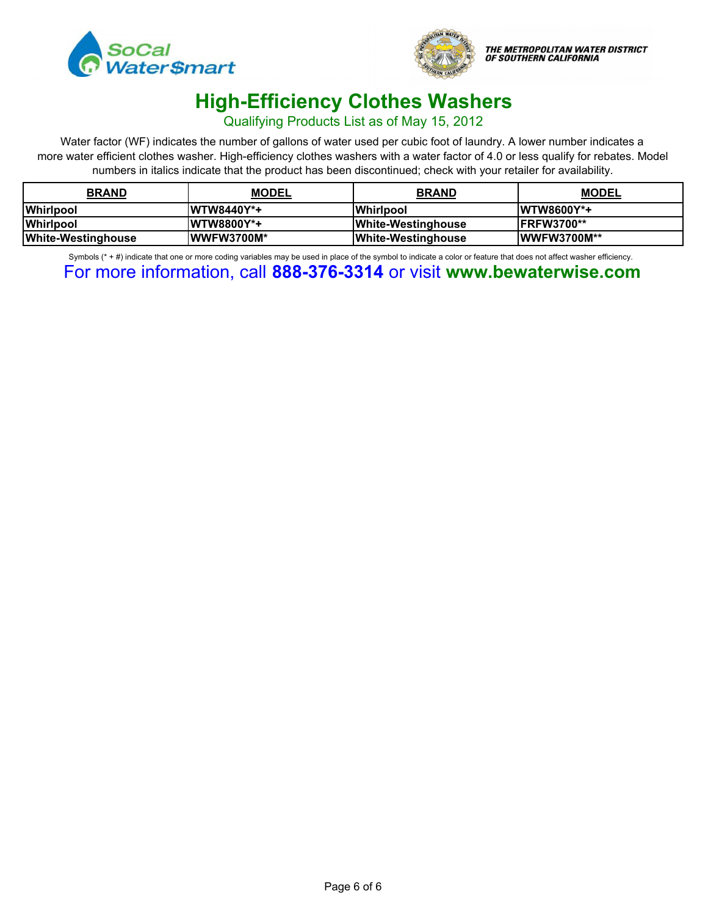THE METROPOLITAN WATER DISTRICT OF SOUTHERN CALIFORNIA

# High-Efficiency Clothes Washers

Qualifying Products List as of May 15, 2012

Water factor (WF) indicates the number of gallons of water used per cubic foot of laundry. A lower number indicates a more water efficient clothes washer. High-efficiency clothes washers with a water factor of 4.0 or less qualify for rebates. Model numbers in italics indicate that the product has been discontinued; check with your retailer for availability.

| BRAND | MODEL | BRAND | MODEL |
|---|---|---|---|
| **Whirlpool** | **WTW8440Y*+** | **Whirlpool** | **WTW8600Y*+** |
| **Whirlpool** | **WTW8800Y*+** | **White-Westinghouse** | **FRFW3700**** |
| **White-Westinghouse** | **WWFW3700M*** | **White-Westinghouse** | **WWFW3700M**** |

Symbols (* + #) indicate that one or more coding variables may be used in place of the symbol to indicate a color or feature that does not affect washer efficiency.

For more information, call **888-376-3314** or visit **www.bewaterwise.com**